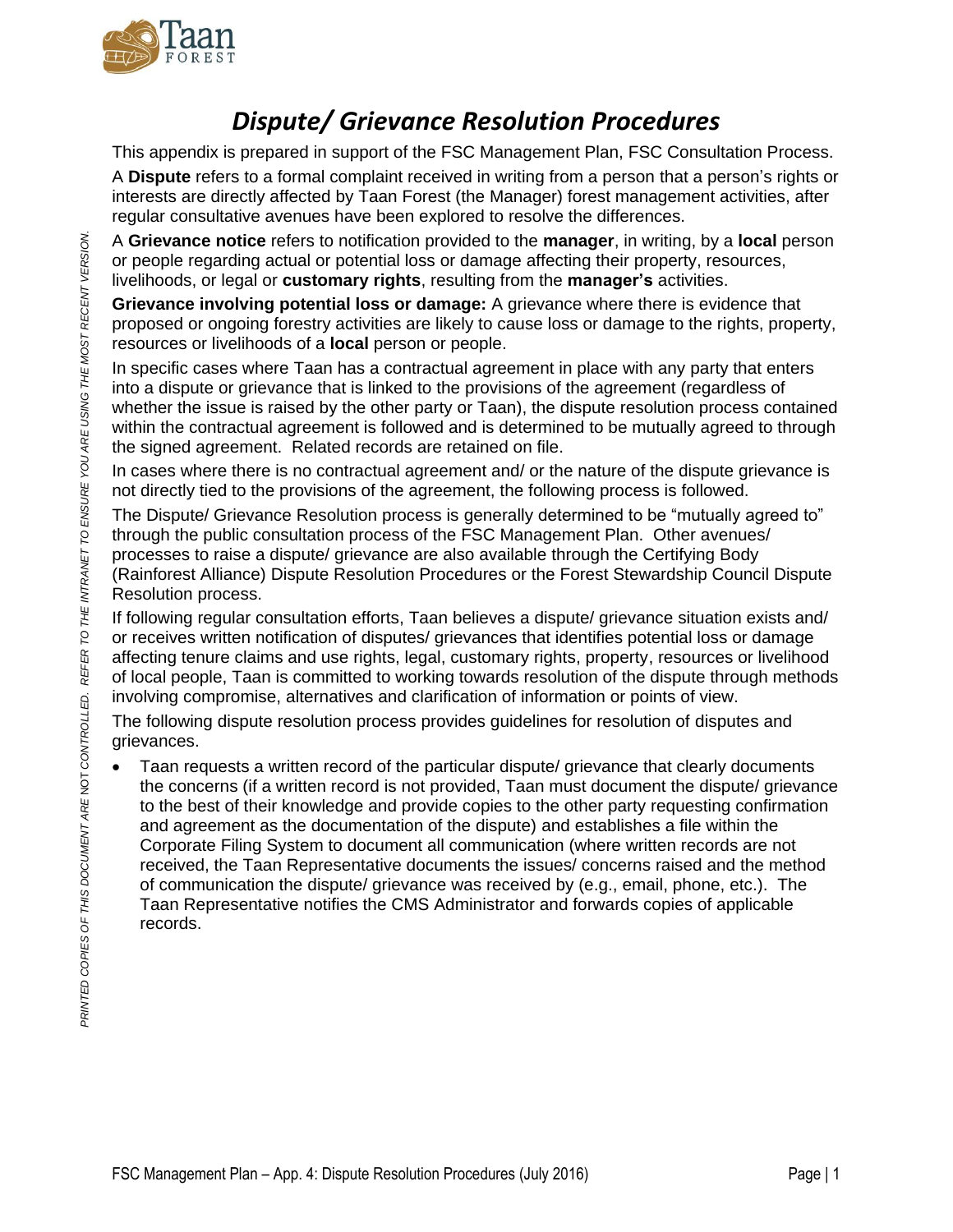# *Dispute/ Grievance Resolution Procedures*

This appendix is prepared in support of the FSC Management Plan, FSC Consultation Process.

A **Dispute** refers to a formal complaint received in writing from a person that a person's rights or interests are directly affected by Taan Forest (the Manager) forest management activities, after regular consultative avenues have been explored to resolve the differences.

A **Grievance notice** refers to notification provided to the **manager**, in writing, by a **local** person or people regarding actual or potential loss or damage affecting their property, resources, livelihoods, or legal or **customary rights**, resulting from the **manager's** activities.

**Grievance involving potential loss or damage:** A grievance where there is evidence that proposed or ongoing forestry activities are likely to cause loss or damage to the rights, property, resources or livelihoods of a **local** person or people.

In specific cases where Taan has a contractual agreement in place with any party that enters into a dispute or grievance that is linked to the provisions of the agreement (regardless of whether the issue is raised by the other party or Taan), the dispute resolution process contained within the contractual agreement is followed and is determined to be mutually agreed to through the signed agreement. Related records are retained on file.

In cases where there is no contractual agreement and/ or the nature of the dispute grievance is not directly tied to the provisions of the agreement, the following process is followed.

The Dispute/ Grievance Resolution process is generally determined to be "mutually agreed to" through the public consultation process of the FSC Management Plan. Other avenues/ processes to raise a dispute/ grievance are also available through the Certifying Body (Rainforest Alliance) Dispute Resolution Procedures or the Forest Stewardship Council Dispute Resolution process.

If following regular consultation efforts, Taan believes a dispute/ grievance situation exists and/ or receives written notification of disputes/ grievances that identifies potential loss or damage affecting tenure claims and use rights, legal, customary rights, property, resources or livelihood of local people, Taan is committed to working towards resolution of the dispute through methods involving compromise, alternatives and clarification of information or points of view.

The following dispute resolution process provides guidelines for resolution of disputes and grievances.

- Taan requests a written record of the particular dispute/ grievance that clearly documents the concerns (if a written record is not provided, Taan must document the dispute/ grievance to the best of their knowledge and provide copies to the other party requesting confirmation and agreement as the documentation of the dispute) and establishes a file within the Corporate Filing System to document all communication (where written records are not received, the Taan Representative documents the issues/ concerns raised and the method of communication the dispute/ grievance was received by (e.g., email, phone, etc.). The Taan Representative notifies the CMS Administrator and forwards copies of applicable records.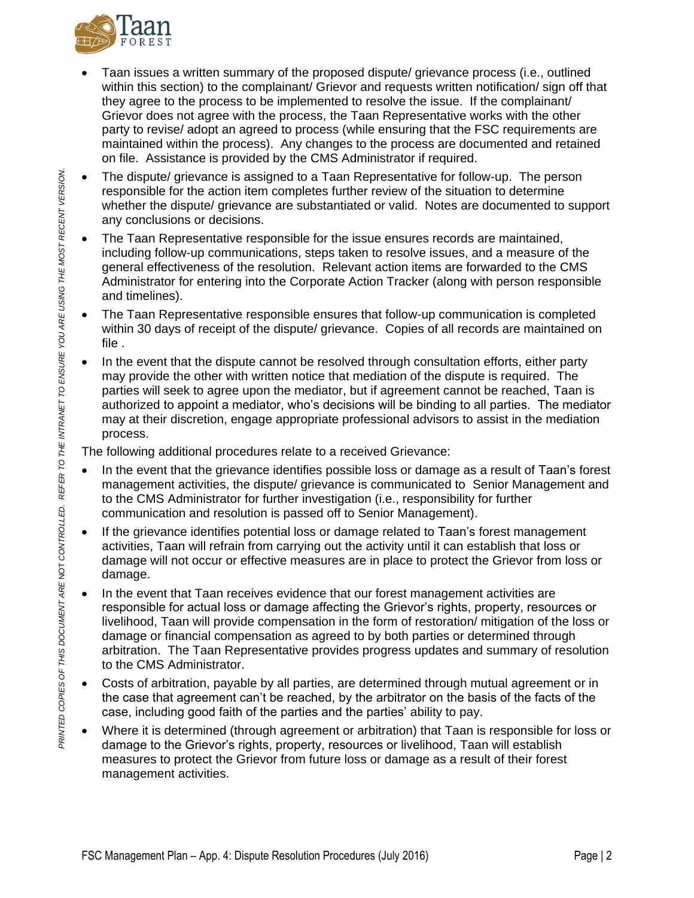- Taan issues a written summary of the proposed dispute/ grievance process (i.e., outlined within this section) to the complainant/ Grievor and requests written notification/ sign off that they agree to the process to be implemented to resolve the issue. If the complainant/ Grievor does not agree with the process, the Taan Representative works with the other party to revise/ adopt an agreed to process (while ensuring that the FSC requirements are maintained within the process). Any changes to the process are documented and retained on file. Assistance is provided by the CMS Administrator if required.
- The dispute/ grievance is assigned to a Taan Representative for follow-up. The person responsible for the action item completes further review of the situation to determine whether the dispute/ grievance are substantiated or valid. Notes are documented to support any conclusions or decisions.
- The Taan Representative responsible for the issue ensures records are maintained, including follow-up communications, steps taken to resolve issues, and a measure of the general effectiveness of the resolution. Relevant action items are forwarded to the CMS Administrator for entering into the Corporate Action Tracker (along with person responsible and timelines).
- The Taan Representative responsible ensures that follow-up communication is completed within 30 days of receipt of the dispute/ grievance. Copies of all records are maintained on file .
- In the event that the dispute cannot be resolved through consultation efforts, either party may provide the other with written notice that mediation of the dispute is required. The parties will seek to agree upon the mediator, but if agreement cannot be reached, Taan is authorized to appoint a mediator, who's decisions will be binding to all parties. The mediator may at their discretion, engage appropriate professional advisors to assist in the mediation process.

The following additional procedures relate to a received Grievance:

- In the event that the grievance identifies possible loss or damage as a result of Taan's forest management activities, the dispute/ grievance is communicated to Senior Management and to the CMS Administrator for further investigation (i.e., responsibility for further communication and resolution is passed off to Senior Management).
- If the grievance identifies potential loss or damage related to Taan's forest management activities, Taan will refrain from carrying out the activity until it can establish that loss or damage will not occur or effective measures are in place to protect the Grievor from loss or damage.
- In the event that Taan receives evidence that our forest management activities are responsible for actual loss or damage affecting the Grievor's rights, property, resources or livelihood, Taan will provide compensation in the form of restoration/ mitigation of the loss or damage or financial compensation as agreed to by both parties or determined through arbitration. The Taan Representative provides progress updates and summary of resolution to the CMS Administrator.
- Costs of arbitration, payable by all parties, are determined through mutual agreement or in the case that agreement can't be reached, by the arbitrator on the basis of the facts of the case, including good faith of the parties and the parties' ability to pay.
- Where it is determined (through agreement or arbitration) that Taan is responsible for loss or damage to the Grievor's rights, property, resources or livelihood, Taan will establish measures to protect the Grievor from future loss or damage as a result of their forest management activities.